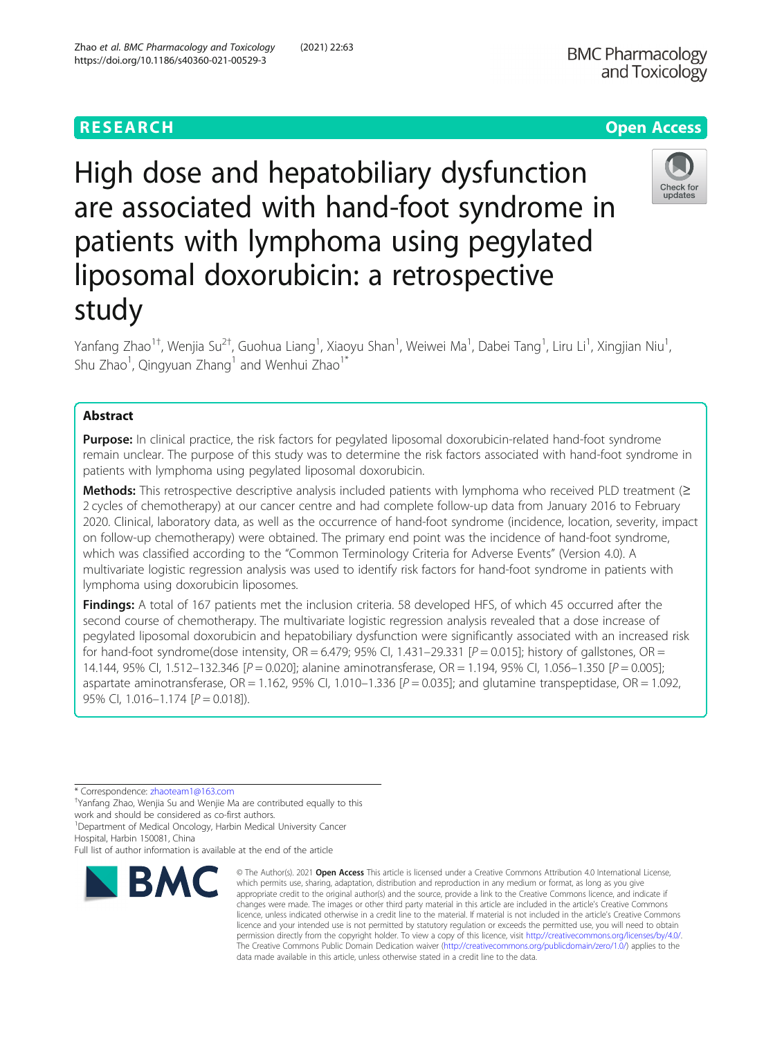RESEARCH

Open Access

# High dose and hepatobiliary dysfunction are associated with hand-foot syndrome in patients with lymphoma using pegylated liposomal doxorubicin: a retrospective study

Yanfang Zhao[1†], Wenjia Su[2†], Guohua Liang[1], Xiaoyu Shan[1], Weiwei Ma[1], Dabei Tang[1], Liru Li[1], Xingjian Niu[1], Shu Zhao[1], Qingyuan Zhang[1] and Wenhui Zhao[1*]

## Abstract

**Purpose:** In clinical practice, the risk factors for pegylated liposomal doxorubicin-related hand-foot syndrome remain unclear. The purpose of this study was to determine the risk factors associated with hand-foot syndrome in patients with lymphoma using pegylated liposomal doxorubicin.

**Methods:** This retrospective descriptive analysis included patients with lymphoma who received PLD treatment (≥ 2 cycles of chemotherapy) at our cancer centre and had complete follow-up data from January 2016 to February 2020. Clinical, laboratory data, as well as the occurrence of hand-foot syndrome (incidence, location, severity, impact on follow-up chemotherapy) were obtained. The primary end point was the incidence of hand-foot syndrome, which was classified according to the "Common Terminology Criteria for Adverse Events" (Version 4.0). A multivariate logistic regression analysis was used to identify risk factors for hand-foot syndrome in patients with lymphoma using doxorubicin liposomes.

**Findings:** A total of 167 patients met the inclusion criteria. 58 developed HFS, of which 45 occurred after the second course of chemotherapy. The multivariate logistic regression analysis revealed that a dose increase of pegylated liposomal doxorubicin and hepatobiliary dysfunction were significantly associated with an increased risk for hand-foot syndrome(dose intensity, OR = 6.479; 95% CI, 1.431–29.331 [$P = 0.015$]; history of gallstones, OR = 14.144, 95% CI, 1.512–132.346 [$P = 0.020$]; alanine aminotransferase, OR = 1.194, 95% CI, 1.056–1.350 [$P = 0.005$]; aspartate aminotransferase, OR = 1.162, 95% CI, 1.010–1.336 [$P = 0.035$]; and glutamine transpeptidase, OR = 1.092, 95% CI, 1.016–1.174 [$P = 0.018$]).

\* Correspondence: zhaoteam1@163.com
†Yanfang Zhao, Wenjia Su and Wenjie Ma are contributed equally to this work and should be considered as co-first authors.
[1]Department of Medical Oncology, Harbin Medical University Cancer Hospital, Harbin 150081, China
Full list of author information is available at the end of the article

© The Author(s). 2021 **Open Access** This article is licensed under a Creative Commons Attribution 4.0 International License, which permits use, sharing, adaptation, distribution and reproduction in any medium or format, as long as you give appropriate credit to the original author(s) and the source, provide a link to the Creative Commons licence, and indicate if changes were made. The images or other third party material in this article are included in the article's Creative Commons licence, unless indicated otherwise in a credit line to the material. If material is not included in the article's Creative Commons licence and your intended use is not permitted by statutory regulation or exceeds the permitted use, you will need to obtain permission directly from the copyright holder. To view a copy of this licence, visit http://creativecommons.org/licenses/by/4.0/. The Creative Commons Public Domain Dedication waiver (http://creativecommons.org/publicdomain/zero/1.0/) applies to the data made available in this article, unless otherwise stated in a credit line to the data.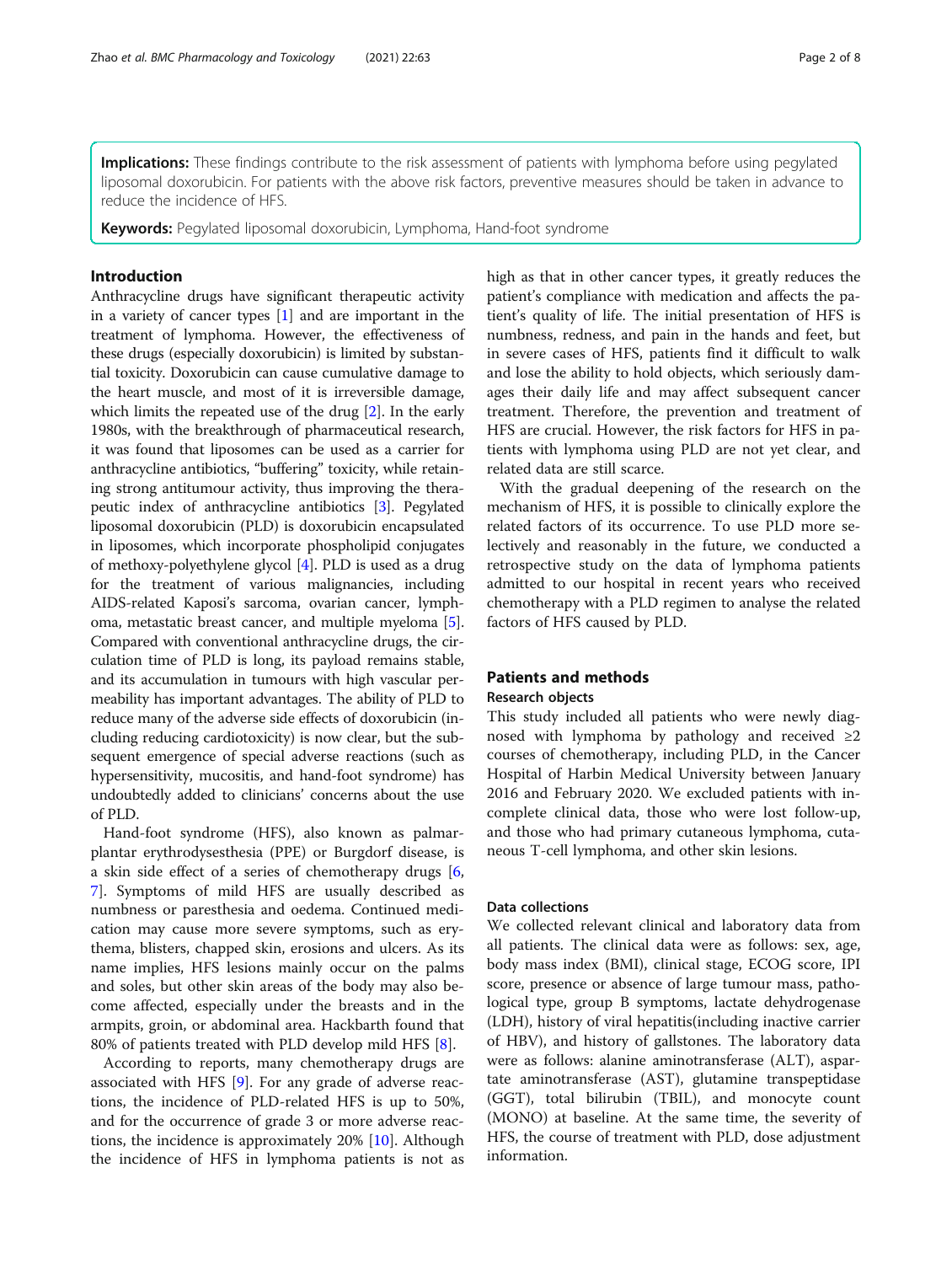**Implications:** These findings contribute to the risk assessment of patients with lymphoma before using pegylated liposomal doxorubicin. For patients with the above risk factors, preventive measures should be taken in advance to reduce the incidence of HFS.

**Keywords:** Pegylated liposomal doxorubicin, Lymphoma, Hand-foot syndrome

## Introduction

Anthracycline drugs have significant therapeutic activity in a variety of cancer types [1] and are important in the treatment of lymphoma. However, the effectiveness of these drugs (especially doxorubicin) is limited by substantial toxicity. Doxorubicin can cause cumulative damage to the heart muscle, and most of it is irreversible damage, which limits the repeated use of the drug [2]. In the early 1980s, with the breakthrough of pharmaceutical research, it was found that liposomes can be used as a carrier for anthracycline antibiotics, "buffering" toxicity, while retaining strong antitumour activity, thus improving the therapeutic index of anthracycline antibiotics [3]. Pegylated liposomal doxorubicin (PLD) is doxorubicin encapsulated in liposomes, which incorporate phospholipid conjugates of methoxy-polyethylene glycol [4]. PLD is used as a drug for the treatment of various malignancies, including AIDS-related Kaposi's sarcoma, ovarian cancer, lymphoma, metastatic breast cancer, and multiple myeloma [5]. Compared with conventional anthracycline drugs, the circulation time of PLD is long, its payload remains stable, and its accumulation in tumours with high vascular permeability has important advantages. The ability of PLD to reduce many of the adverse side effects of doxorubicin (including reducing cardiotoxicity) is now clear, but the subsequent emergence of special adverse reactions (such as hypersensitivity, mucositis, and hand-foot syndrome) has undoubtedly added to clinicians' concerns about the use of PLD.

Hand-foot syndrome (HFS), also known as palmar-plantar erythrodysesthesia (PPE) or Burgdorf disease, is a skin side effect of a series of chemotherapy drugs [6, 7]. Symptoms of mild HFS are usually described as numbness or paresthesia and oedema. Continued medication may cause more severe symptoms, such as erythema, blisters, chapped skin, erosions and ulcers. As its name implies, HFS lesions mainly occur on the palms and soles, but other skin areas of the body may also become affected, especially under the breasts and in the armpits, groin, or abdominal area. Hackbarth found that 80% of patients treated with PLD develop mild HFS [8].

According to reports, many chemotherapy drugs are associated with HFS [9]. For any grade of adverse reactions, the incidence of PLD-related HFS is up to 50%, and for the occurrence of grade 3 or more adverse reactions, the incidence is approximately 20% [10]. Although the incidence of HFS in lymphoma patients is not as high as that in other cancer types, it greatly reduces the patient's compliance with medication and affects the patient's quality of life. The initial presentation of HFS is numbness, redness, and pain in the hands and feet, but in severe cases of HFS, patients find it difficult to walk and lose the ability to hold objects, which seriously damages their daily life and may affect subsequent cancer treatment. Therefore, the prevention and treatment of HFS are crucial. However, the risk factors for HFS in patients with lymphoma using PLD are not yet clear, and related data are still scarce.

With the gradual deepening of the research on the mechanism of HFS, it is possible to clinically explore the related factors of its occurrence. To use PLD more selectively and reasonably in the future, we conducted a retrospective study on the data of lymphoma patients admitted to our hospital in recent years who received chemotherapy with a PLD regimen to analyse the related factors of HFS caused by PLD.

## Patients and methods

### Research objects

This study included all patients who were newly diagnosed with lymphoma by pathology and received ≥2 courses of chemotherapy, including PLD, in the Cancer Hospital of Harbin Medical University between January 2016 and February 2020. We excluded patients with incomplete clinical data, those who were lost follow-up, and those who had primary cutaneous lymphoma, cutaneous T-cell lymphoma, and other skin lesions.

### Data collections

We collected relevant clinical and laboratory data from all patients. The clinical data were as follows: sex, age, body mass index (BMI), clinical stage, ECOG score, IPI score, presence or absence of large tumour mass, pathological type, group B symptoms, lactate dehydrogenase (LDH), history of viral hepatitis(including inactive carrier of HBV), and history of gallstones. The laboratory data were as follows: alanine aminotransferase (ALT), aspartate aminotransferase (AST), glutamine transpeptidase (GGT), total bilirubin (TBIL), and monocyte count (MONO) at baseline. At the same time, the severity of HFS, the course of treatment with PLD, dose adjustment information.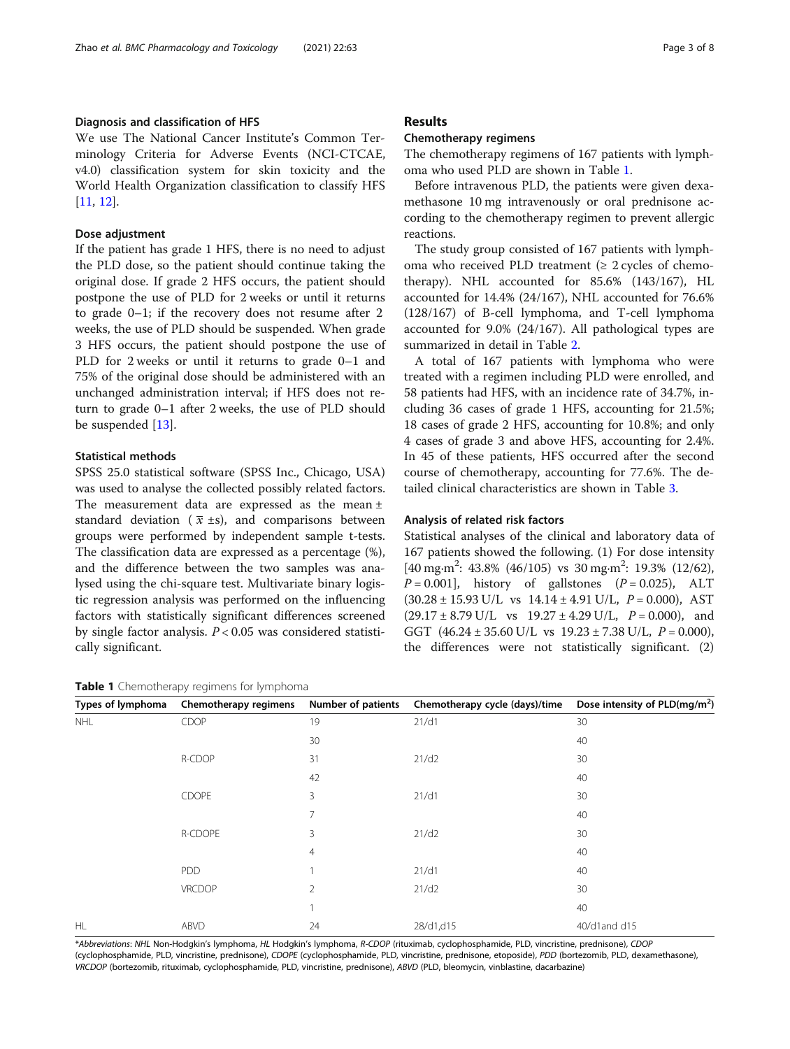### Diagnosis and classification of HFS

We use The National Cancer Institute's Common Terminology Criteria for Adverse Events (NCI-CTCAE, v4.0) classification system for skin toxicity and the World Health Organization classification to classify HFS [11, 12].

### Dose adjustment

If the patient has grade 1 HFS, there is no need to adjust the PLD dose, so the patient should continue taking the original dose. If grade 2 HFS occurs, the patient should postpone the use of PLD for 2 weeks or until it returns to grade 0–1; if the recovery does not resume after 2 weeks, the use of PLD should be suspended. When grade 3 HFS occurs, the patient should postpone the use of PLD for 2 weeks or until it returns to grade 0–1 and 75% of the original dose should be administered with an unchanged administration interval; if HFS does not return to grade 0–1 after 2 weeks, the use of PLD should be suspended [13].

### Statistical methods

SPSS 25.0 statistical software (SPSS Inc., Chicago, USA) was used to analyse the collected possibly related factors. The measurement data are expressed as the mean ± standard deviation ( $\bar{x}$ ±s), and comparisons between groups were performed by independent sample t-tests. The classification data are expressed as a percentage (%), and the difference between the two samples was analysed using the chi-square test. Multivariate binary logistic regression analysis was performed on the influencing factors with statistically significant differences screened by single factor analysis. $P < 0.05$ was considered statistically significant.

## Results

### Chemotherapy regimens

The chemotherapy regimens of 167 patients with lymphoma who used PLD are shown in Table 1.

Before intravenous PLD, the patients were given dexamethasone 10 mg intravenously or oral prednisone according to the chemotherapy regimen to prevent allergic reactions.

The study group consisted of 167 patients with lymphoma who received PLD treatment (≥ 2 cycles of chemotherapy). NHL accounted for 85.6% (143/167), HL accounted for 14.4% (24/167), NHL accounted for 76.6% (128/167) of B-cell lymphoma, and T-cell lymphoma accounted for 9.0% (24/167). All pathological types are summarized in detail in Table 2.

A total of 167 patients with lymphoma who were treated with a regimen including PLD were enrolled, and 58 patients had HFS, with an incidence rate of 34.7%, including 36 cases of grade 1 HFS, accounting for 21.5%; 18 cases of grade 2 HFS, accounting for 10.8%; and only 4 cases of grade 3 and above HFS, accounting for 2.4%. In 45 of these patients, HFS occurred after the second course of chemotherapy, accounting for 77.6%. The detailed clinical characteristics are shown in Table 3.

### Analysis of related risk factors

Statistical analyses of the clinical and laboratory data of 167 patients showed the following. (1) For dose intensity [40 mg·m$^2$: 43.8% (46/105) vs 30 mg·m$^2$: 19.3% (12/62), $P = 0.001$], history of gallstones ($P = 0.025$), ALT (30.28 ± 15.93 U/L vs 14.14 ± 4.91 U/L, $P = 0.000$), AST (29.17 ± 8.79 U/L vs 19.27 ± 4.29 U/L, $P = 0.000$), and GGT (46.24 ± 35.60 U/L vs 19.23 ± 7.38 U/L, $P = 0.000$), the differences were not statistically significant. (2)

**Table 1** Chemotherapy regimens for lymphoma

| Types of lymphoma | Chemotherapy regimens | Number of patients | Chemotherapy cycle (days)/time | Dose intensity of PLD(mg/m$^2$) |
|---|---|---|---|---|
| NHL | CDOP | 19 | 21/d1 | 30 |
| | | 30 | | 40 |
| | R-CDOP | 31 | 21/d2 | 30 |
| | | 42 | | 40 |
| | CDOPE | 3 | 21/d1 | 30 |
| | | 7 | | 40 |
| | R-CDOPE | 3 | 21/d2 | 30 |
| | | 4 | | 40 |
| | PDD | 1 | 21/d1 | 40 |
| | VRCDOP | 2 | 21/d2 | 30 |
| | | 1 | | 40 |
| HL | ABVD | 24 | 28/d1,d15 | 40/d1and d15 |

*Abbreviations*: *NHL* Non-Hodgkin's lymphoma, *HL* Hodgkin's lymphoma, *R-CDOP* (rituximab, cyclophosphamide, PLD, vincristine, prednisone), *CDOP* (cyclophosphamide, PLD, vincristine, prednisone), *CDOPE* (cyclophosphamide, PLD, vincristine, prednisone, etoposide), *PDD* (bortezomib, PLD, dexamethasone), *VRCDOP* (bortezomib, rituximab, cyclophosphamide, PLD, vincristine, prednisone), *ABVD* (PLD, bleomycin, vinblastine, dacarbazine)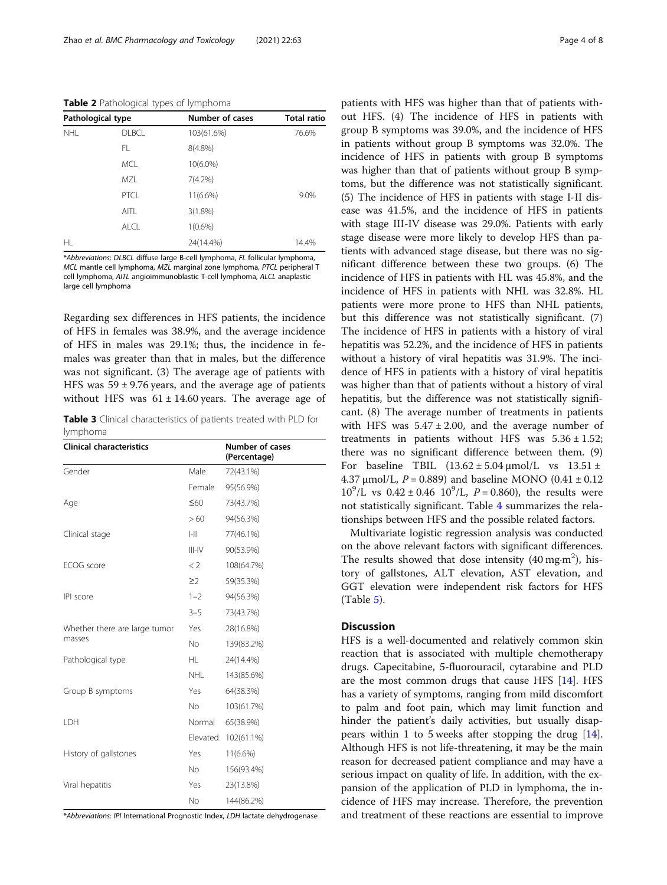**Table 2** Pathological types of lymphoma

| Pathological type | | Number of cases | Total ratio |
|---|---|---|---|
| NHL | DLBCL | 103(61.6%) | 76.6% |
| | FL | 8(4.8%) | |
| | MCL | 10(6.0%) | |
| | MZL | 7(4.2%) | |
| | PTCL | 11(6.6%) | 9.0% |
| | AITL | 3(1.8%) | |
| | ALCL | 1(0.6%) | |
| HL | | 24(14.4%) | 14.4% |

*Abbreviations: *DLBCL* diffuse large B-cell lymphoma, *FL* follicular lymphoma, *MCL* mantle cell lymphoma, *MZL* marginal zone lymphoma, *PTCL* peripheral T cell lymphoma, *AITL* angioimmunoblastic T-cell lymphoma, *ALCL* anaplastic large cell lymphoma

Regarding sex differences in HFS patients, the incidence of HFS in females was 38.9%, and the average incidence of HFS in males was 29.1%; thus, the incidence in females was greater than that in males, but the difference was not significant. (3) The average age of patients with HFS was 59 ± 9.76 years, and the average age of patients without HFS was 61 ± 14.60 years. The average age of patients with HFS was higher than that of patients without HFS. (4) The incidence of HFS in patients with group B symptoms was 39.0%, and the incidence of HFS in patients without group B symptoms was 32.0%. The incidence of HFS in patients with group B symptoms was higher than that of patients without group B symptoms, but the difference was not statistically significant. (5) The incidence of HFS in patients with stage I-II disease was 41.5%, and the incidence of HFS in patients with stage III-IV disease was 29.0%. Patients with early stage disease were more likely to develop HFS than patients with advanced stage disease, but there was no significant difference between these two groups. (6) The incidence of HFS in patients with HL was 45.8%, and the incidence of HFS in patients with NHL was 32.8%. HL patients were more prone to HFS than NHL patients, but this difference was not statistically significant. (7) The incidence of HFS in patients with a history of viral hepatitis was 52.2%, and the incidence of HFS in patients without a history of viral hepatitis was 31.9%. The incidence of HFS in patients with a history of viral hepatitis was higher than that of patients without a history of viral hepatitis, but the difference was not statistically significant. (8) The average number of treatments in patients with HFS was 5.47 ± 2.00, and the average number of treatments in patients without HFS was 5.36 ± 1.52; there was no significant difference between them. (9) For baseline TBIL (13.62 ± 5.04 μmol/L vs 13.51 ± 4.37 μmol/L, $P = 0.889$) and baseline MONO (0.41 ± 0.12 $10^9$/L vs 0.42 ± 0.46 $10^9$/L, $P = 0.860$), the results were not statistically significant. Table 4 summarizes the relationships between HFS and the possible related factors.

**Table 3** Clinical characteristics of patients treated with PLD for lymphoma

| Clinical characteristics | | Number of cases (Percentage) |
|---|---|---|
| Gender | Male | 72(43.1%) |
| | Female | 95(56.9%) |
| Age | ≤60 | 73(43.7%) |
| | > 60 | 94(56.3%) |
| Clinical stage | I-II | 77(46.1%) |
| | III-IV | 90(53.9%) |
| ECOG score | < 2 | 108(64.7%) |
| | ≥2 | 59(35.3%) |
| IPI score | 1–2 | 94(56.3%) |
| | 3–5 | 73(43.7%) |
| Whether there are large tumor masses | Yes | 28(16.8%) |
| | No | 139(83.2%) |
| Pathological type | HL | 24(14.4%) |
| | NHL | 143(85.6%) |
| Group B symptoms | Yes | 64(38.3%) |
| | No | 103(61.7%) |
| LDH | Normal | 65(38.9%) |
| | Elevated | 102(61.1%) |
| History of gallstones | Yes | 11(6.6%) |
| | No | 156(93.4%) |
| Viral hepatitis | Yes | 23(13.8%) |
| | No | 144(86.2%) |

*Abbreviations: *IPI* International Prognostic Index, *LDH* lactate dehydrogenase

Multivariate logistic regression analysis was conducted on the above relevant factors with significant differences. The results showed that dose intensity (40 mg·$m^2$), history of gallstones, ALT elevation, AST elevation, and GGT elevation were independent risk factors for HFS (Table 5).

## Discussion

HFS is a well-documented and relatively common skin reaction that is associated with multiple chemotherapy drugs. Capecitabine, 5-fluorouracil, cytarabine and PLD are the most common drugs that cause HFS [14]. HFS has a variety of symptoms, ranging from mild discomfort to palm and foot pain, which may limit function and hinder the patient's daily activities, but usually disappears within 1 to 5 weeks after stopping the drug [14]. Although HFS is not life-threatening, it may be the main reason for decreased patient compliance and may have a serious impact on quality of life. In addition, with the expansion of the application of PLD in lymphoma, the incidence of HFS may increase. Therefore, the prevention and treatment of these reactions are essential to improve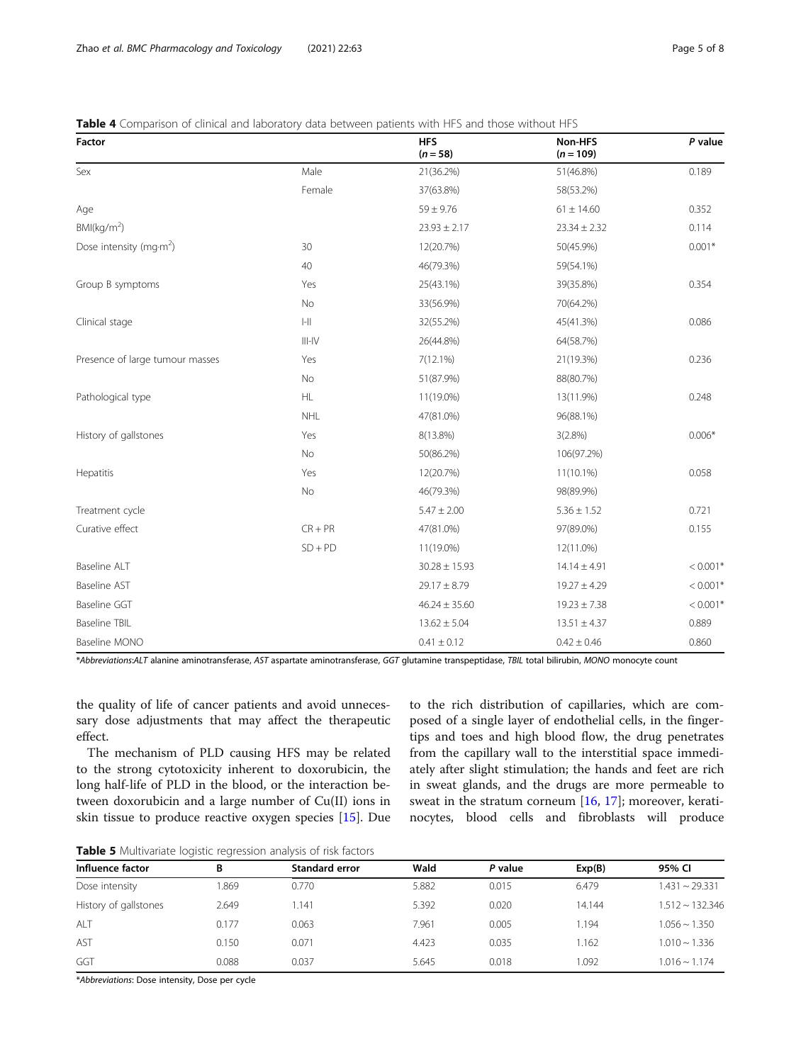**Table 4** Comparison of clinical and laboratory data between patients with HFS and those without HFS

| Factor | | HFS ($n = 58$) | Non-HFS ($n = 109$) | *P* value |
|---|---|---|---|---|
| Sex | Male | 21(36.2%) | 51(46.8%) | 0.189 |
| | Female | 37(63.8%) | 58(53.2%) | |
| Age | | 59 ± 9.76 | 61 ± 14.60 | 0.352 |
| BMI(kg/m$^2$) | | 23.93 ± 2.17 | 23.34 ± 2.32 | 0.114 |
| Dose intensity (mg·m$^2$) | 30 | 12(20.7%) | 50(45.9%) | 0.001* |
| | 40 | 46(79.3%) | 59(54.1%) | |
| Group B symptoms | Yes | 25(43.1%) | 39(35.8%) | 0.354 |
| | No | 33(56.9%) | 70(64.2%) | |
| Clinical stage | I-II | 32(55.2%) | 45(41.3%) | 0.086 |
| | III-IV | 26(44.8%) | 64(58.7%) | |
| Presence of large tumour masses | Yes | 7(12.1%) | 21(19.3%) | 0.236 |
| | No | 51(87.9%) | 88(80.7%) | |
| Pathological type | HL | 11(19.0%) | 13(11.9%) | 0.248 |
| | NHL | 47(81.0%) | 96(88.1%) | |
| History of gallstones | Yes | 8(13.8%) | 3(2.8%) | 0.006* |
| | No | 50(86.2%) | 106(97.2%) | |
| Hepatitis | Yes | 12(20.7%) | 11(10.1%) | 0.058 |
| | No | 46(79.3%) | 98(89.9%) | |
| Treatment cycle | | 5.47 ± 2.00 | 5.36 ± 1.52 | 0.721 |
| Curative effect | CR + PR | 47(81.0%) | 97(89.0%) | 0.155 |
| | SD + PD | 11(19.0%) | 12(11.0%) | |
| Baseline ALT | | 30.28 ± 15.93 | 14.14 ± 4.91 | < 0.001* |
| Baseline AST | | 29.17 ± 8.79 | 19.27 ± 4.29 | < 0.001* |
| Baseline GGT | | 46.24 ± 35.60 | 19.23 ± 7.38 | < 0.001* |
| Baseline TBIL | | 13.62 ± 5.04 | 13.51 ± 4.37 | 0.889 |
| Baseline MONO | | 0.41 ± 0.12 | 0.42 ± 0.46 | 0.860 |

*Abbreviations:ALT alanine aminotransferase, AST aspartate aminotransferase, GGT glutamine transpeptidase, TBIL total bilirubin, MONO monocyte count*

the quality of life of cancer patients and avoid unnecessary dose adjustments that may affect the therapeutic effect.

The mechanism of PLD causing HFS may be related to the strong cytotoxicity inherent to doxorubicin, the long half-life of PLD in the blood, or the interaction between doxorubicin and a large number of Cu(II) ions in skin tissue to produce reactive oxygen species [15]. Due to the rich distribution of capillaries, which are composed of a single layer of endothelial cells, in the fingertips and toes and high blood flow, the drug penetrates from the capillary wall to the interstitial space immediately after slight stimulation; the hands and feet are rich in sweat glands, and the drugs are more permeable to sweat in the stratum corneum [16, 17]; moreover, keratinocytes, blood cells and fibroblasts will produce

**Table 5** Multivariate logistic regression analysis of risk factors

| Influence factor | B | Standard error | Wald | *P* value | Exp(B) | 95% CI |
|---|---|---|---|---|---|---|
| Dose intensity | 1.869 | 0.770 | 5.882 | 0.015 | 6.479 | 1.431 ~ 29.331 |
| History of gallstones | 2.649 | 1.141 | 5.392 | 0.020 | 14.144 | 1.512 ~ 132.346 |
| ALT | 0.177 | 0.063 | 7.961 | 0.005 | 1.194 | 1.056 ~ 1.350 |
| AST | 0.150 | 0.071 | 4.423 | 0.035 | 1.162 | 1.010 ~ 1.336 |
| GGT | 0.088 | 0.037 | 5.645 | 0.018 | 1.092 | 1.016 ~ 1.174 |

*Abbreviations: Dose intensity, Dose per cycle*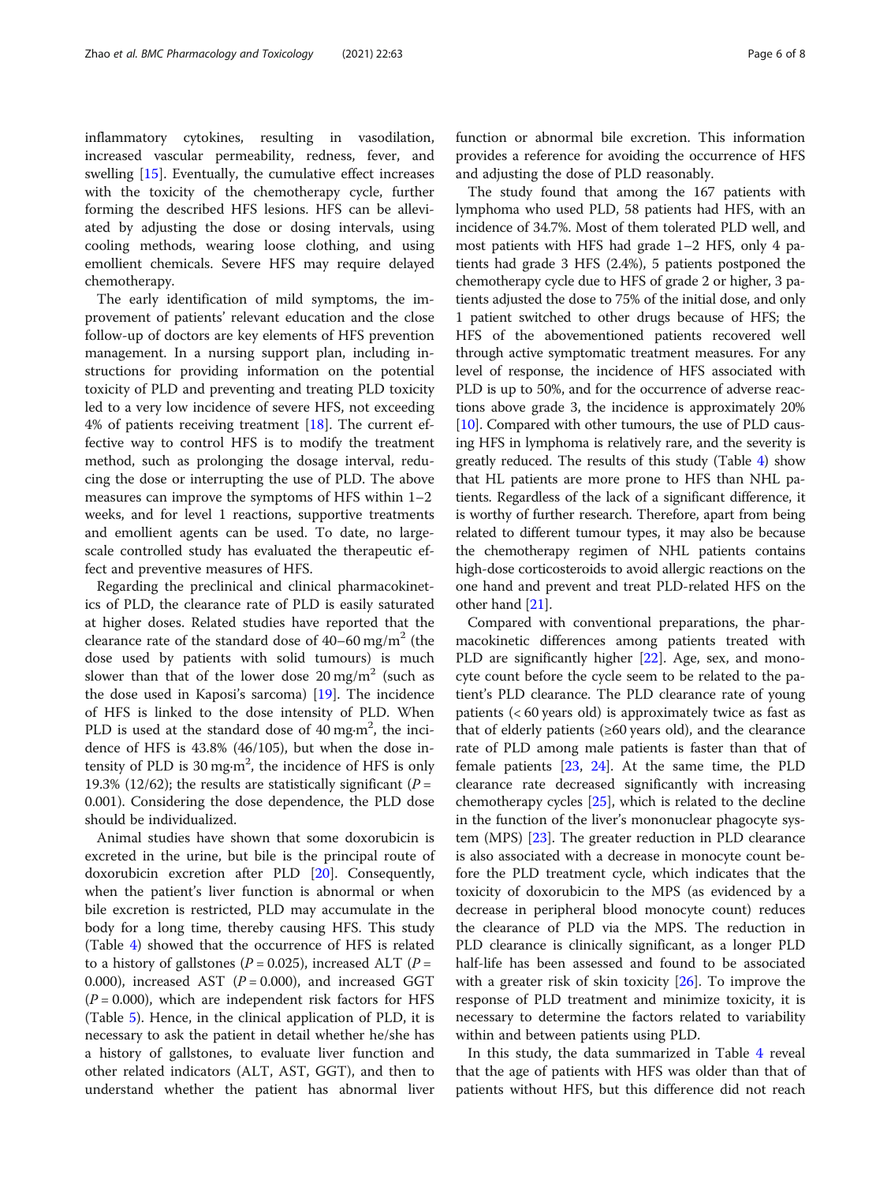inflammatory cytokines, resulting in vasodilation, increased vascular permeability, redness, fever, and swelling [15]. Eventually, the cumulative effect increases with the toxicity of the chemotherapy cycle, further forming the described HFS lesions. HFS can be alleviated by adjusting the dose or dosing intervals, using cooling methods, wearing loose clothing, and using emollient chemicals. Severe HFS may require delayed chemotherapy.

The early identification of mild symptoms, the improvement of patients' relevant education and the close follow-up of doctors are key elements of HFS prevention management. In a nursing support plan, including instructions for providing information on the potential toxicity of PLD and preventing and treating PLD toxicity led to a very low incidence of severe HFS, not exceeding 4% of patients receiving treatment [18]. The current effective way to control HFS is to modify the treatment method, such as prolonging the dosage interval, reducing the dose or interrupting the use of PLD. The above measures can improve the symptoms of HFS within 1–2 weeks, and for level 1 reactions, supportive treatments and emollient agents can be used. To date, no large-scale controlled study has evaluated the therapeutic effect and preventive measures of HFS.

Regarding the preclinical and clinical pharmacokinetics of PLD, the clearance rate of PLD is easily saturated at higher doses. Related studies have reported that the clearance rate of the standard dose of 40–60 mg/m$^2$ (the dose used by patients with solid tumours) is much slower than that of the lower dose 20 mg/m$^2$ (such as the dose used in Kaposi's sarcoma) [19]. The incidence of HFS is linked to the dose intensity of PLD. When PLD is used at the standard dose of 40 mg·m$^2$, the incidence of HFS is 43.8% (46/105), but when the dose intensity of PLD is 30 mg·m$^2$, the incidence of HFS is only 19.3% (12/62); the results are statistically significant ($P$ = 0.001). Considering the dose dependence, the PLD dose should be individualized.

Animal studies have shown that some doxorubicin is excreted in the urine, but bile is the principal route of doxorubicin excretion after PLD [20]. Consequently, when the patient's liver function is abnormal or when bile excretion is restricted, PLD may accumulate in the body for a long time, thereby causing HFS. This study (Table 4) showed that the occurrence of HFS is related to a history of gallstones ($P$ = 0.025), increased ALT ($P$ = 0.000), increased AST ($P$ = 0.000), and increased GGT ($P$ = 0.000), which are independent risk factors for HFS (Table 5). Hence, in the clinical application of PLD, it is necessary to ask the patient in detail whether he/she has a history of gallstones, to evaluate liver function and other related indicators (ALT, AST, GGT), and then to understand whether the patient has abnormal liver function or abnormal bile excretion. This information provides a reference for avoiding the occurrence of HFS and adjusting the dose of PLD reasonably.

The study found that among the 167 patients with lymphoma who used PLD, 58 patients had HFS, with an incidence of 34.7%. Most of them tolerated PLD well, and most patients with HFS had grade 1–2 HFS, only 4 patients had grade 3 HFS (2.4%), 5 patients postponed the chemotherapy cycle due to HFS of grade 2 or higher, 3 patients adjusted the dose to 75% of the initial dose, and only 1 patient switched to other drugs because of HFS; the HFS of the abovementioned patients recovered well through active symptomatic treatment measures. For any level of response, the incidence of HFS associated with PLD is up to 50%, and for the occurrence of adverse reactions above grade 3, the incidence is approximately 20% [10]. Compared with other tumours, the use of PLD causing HFS in lymphoma is relatively rare, and the severity is greatly reduced. The results of this study (Table 4) show that HL patients are more prone to HFS than NHL patients. Regardless of the lack of a significant difference, it is worthy of further research. Therefore, apart from being related to different tumour types, it may also be because the chemotherapy regimen of NHL patients contains high-dose corticosteroids to avoid allergic reactions on the one hand and prevent and treat PLD-related HFS on the other hand [21].

Compared with conventional preparations, the pharmacokinetic differences among patients treated with PLD are significantly higher [22]. Age, sex, and monocyte count before the cycle seem to be related to the patient's PLD clearance. The PLD clearance rate of young patients (< 60 years old) is approximately twice as fast as that of elderly patients (≥60 years old), and the clearance rate of PLD among male patients is faster than that of female patients [23, 24]. At the same time, the PLD clearance rate decreased significantly with increasing chemotherapy cycles [25], which is related to the decline in the function of the liver's mononuclear phagocyte system (MPS) [23]. The greater reduction in PLD clearance is also associated with a decrease in monocyte count before the PLD treatment cycle, which indicates that the toxicity of doxorubicin to the MPS (as evidenced by a decrease in peripheral blood monocyte count) reduces the clearance of PLD via the MPS. The reduction in PLD clearance is clinically significant, as a longer PLD half-life has been assessed and found to be associated with a greater risk of skin toxicity [26]. To improve the response of PLD treatment and minimize toxicity, it is necessary to determine the factors related to variability within and between patients using PLD.

In this study, the data summarized in Table 4 reveal that the age of patients with HFS was older than that of patients without HFS, but this difference did not reach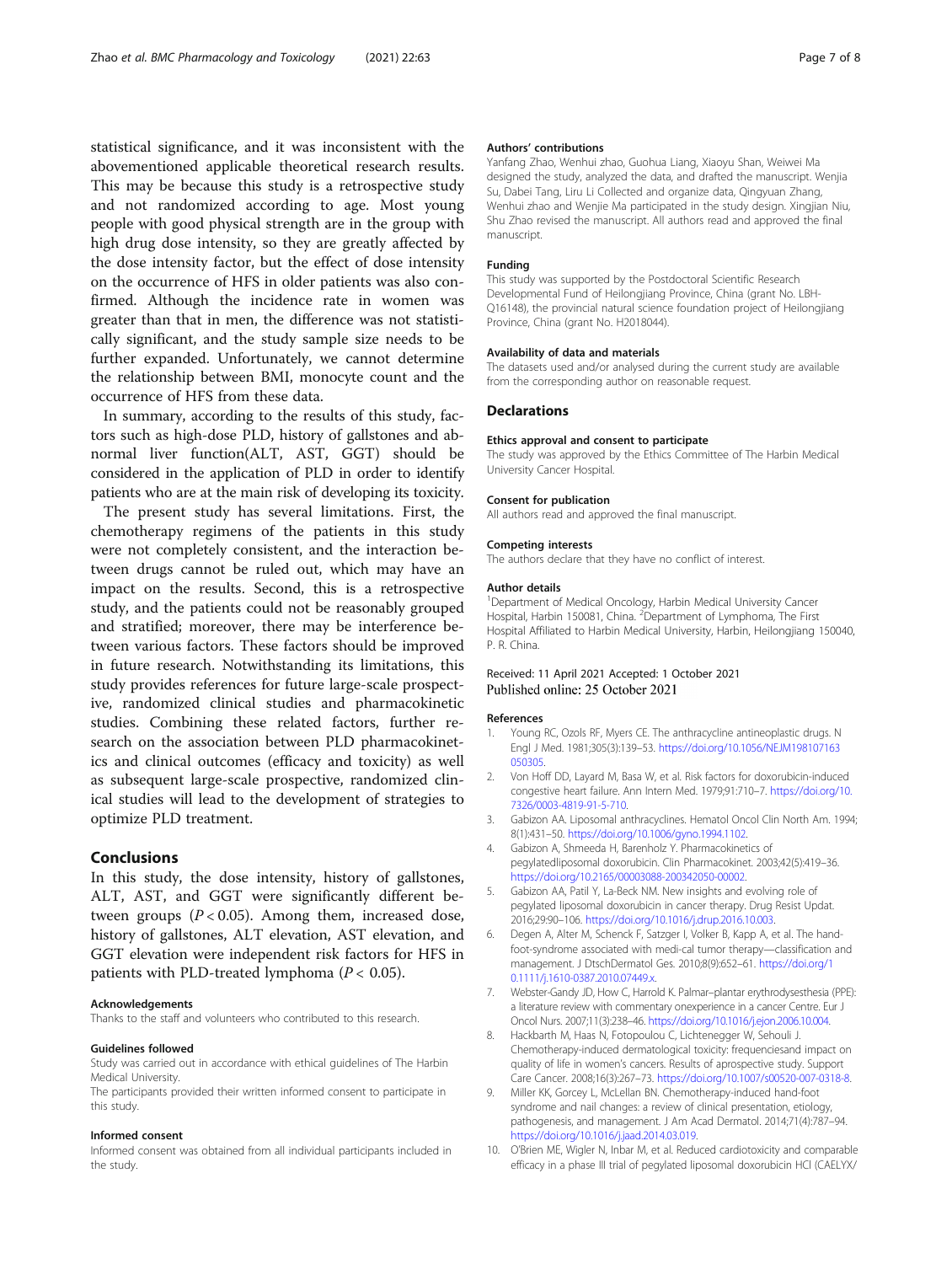statistical significance, and it was inconsistent with the abovementioned applicable theoretical research results. This may be because this study is a retrospective study and not randomized according to age. Most young people with good physical strength are in the group with high drug dose intensity, so they are greatly affected by the dose intensity factor, but the effect of dose intensity on the occurrence of HFS in older patients was also confirmed. Although the incidence rate in women was greater than that in men, the difference was not statistically significant, and the study sample size needs to be further expanded. Unfortunately, we cannot determine the relationship between BMI, monocyte count and the occurrence of HFS from these data.

In summary, according to the results of this study, factors such as high-dose PLD, history of gallstones and abnormal liver function(ALT, AST, GGT) should be considered in the application of PLD in order to identify patients who are at the main risk of developing its toxicity.

The present study has several limitations. First, the chemotherapy regimens of the patients in this study were not completely consistent, and the interaction between drugs cannot be ruled out, which may have an impact on the results. Second, this is a retrospective study, and the patients could not be reasonably grouped and stratified; moreover, there may be interference between various factors. These factors should be improved in future research. Notwithstanding its limitations, this study provides references for future large-scale prospective, randomized clinical studies and pharmacokinetic studies. Combining these related factors, further research on the association between PLD pharmacokinetics and clinical outcomes (efficacy and toxicity) as well as subsequent large-scale prospective, randomized clinical studies will lead to the development of strategies to optimize PLD treatment.

## Conclusions

In this study, the dose intensity, history of gallstones, ALT, AST, and GGT were significantly different between groups ($P < 0.05$). Among them, increased dose, history of gallstones, ALT elevation, AST elevation, and GGT elevation were independent risk factors for HFS in patients with PLD-treated lymphoma ($P < 0.05$).

#### Acknowledgements

Thanks to the staff and volunteers who contributed to this research.

#### Guidelines followed

Study was carried out in accordance with ethical guidelines of The Harbin Medical University.

The participants provided their written informed consent to participate in this study.

#### Informed consent

Informed consent was obtained from all individual participants included in the study.

#### Authors' contributions

Yanfang Zhao, Wenhui zhao, Guohua Liang, Xiaoyu Shan, Weiwei Ma designed the study, analyzed the data, and drafted the manuscript. Wenjia Su, Dabei Tang, Liru Li Collected and organize data, Qingyuan Zhang, Wenhui zhao and Wenjie Ma participated in the study design. Xingjian Niu, Shu Zhao revised the manuscript. All authors read and approved the final manuscript.

#### Funding

This study was supported by the Postdoctoral Scientific Research Developmental Fund of Heilongjiang Province, China (grant No. LBH-Q16148), the provincial natural science foundation project of Heilongjiang Province, China (grant No. H2018044).

#### Availability of data and materials

The datasets used and/or analysed during the current study are available from the corresponding author on reasonable request.

### Declarations

#### Ethics approval and consent to participate

The study was approved by the Ethics Committee of The Harbin Medical University Cancer Hospital.

#### Consent for publication

All authors read and approved the final manuscript.

#### Competing interests

The authors declare that they have no conflict of interest.

#### Author details

[1]Department of Medical Oncology, Harbin Medical University Cancer Hospital, Harbin 150081, China. [2]Department of Lymphoma, The First Hospital Affiliated to Harbin Medical University, Harbin, Heilongjiang 150040, P. R. China.

Received: 11 April 2021 Accepted: 1 October 2021
Published online: 25 October 2021

#### References

1. Young RC, Ozols RF, Myers CE. The anthracycline antineoplastic drugs. N Engl J Med. 1981;305(3):139–53. https://doi.org/10.1056/NEJM198107163050305.
2. Von Hoff DD, Layard M, Basa W, et al. Risk factors for doxorubicin-induced congestive heart failure. Ann Intern Med. 1979;91:710–7. https://doi.org/10.7326/0003-4819-91-5-710.
3. Gabizon AA. Liposomal anthracyclines. Hematol Oncol Clin North Am. 1994;8(1):431–50. https://doi.org/10.1006/gyno.1994.1102.
4. Gabizon A, Shmeeda H, Barenholz Y. Pharmacokinetics of pegylatedliposomal doxorubicin. Clin Pharmacokinet. 2003;42(5):419–36. https://doi.org/10.2165/00003088-200342050-00002.
5. Gabizon AA, Patil Y, La-Beck NM. New insights and evolving role of pegylated liposomal doxorubicin in cancer therapy. Drug Resist Updat. 2016;29:90–106. https://doi.org/10.1016/j.drup.2016.10.003.
6. Degen A, Alter M, Schenck F, Satzger I, Volker B, Kapp A, et al. The hand-foot-syndrome associated with medi-cal tumor therapy—classification and management. J DtschDermatol Ges. 2010;8(9):652–61. https://doi.org/10.1111/j.1610-0387.2010.07449.x.
7. Webster-Gandy JD, How C, Harrold K. Palmar–plantar erythrodysesthesia (PPE): a literature review with commentary onexperience in a cancer Centre. Eur J Oncol Nurs. 2007;11(3):238–46. https://doi.org/10.1016/j.ejon.2006.10.004.
8. Hackbarth M, Haas N, Fotopoulou C, Lichtenegger W, Sehouli J. Chemotherapy-induced dermatological toxicity: frequenciesand impact on quality of life in women's cancers. Results of aprospective study. Support Care Cancer. 2008;16(3):267–73. https://doi.org/10.1007/s00520-007-0318-8.
9. Miller KK, Gorcey L, McLellan BN. Chemotherapy-induced hand-foot syndrome and nail changes: a review of clinical presentation, etiology, pathogenesis, and management. J Am Acad Dermatol. 2014;71(4):787–94. https://doi.org/10.1016/j.jaad.2014.03.019.
10. O'Brien ME, Wigler N, Inbar M, et al. Reduced cardiotoxicity and comparable efficacy in a phase III trial of pegylated liposomal doxorubicin HCl (CAELYX/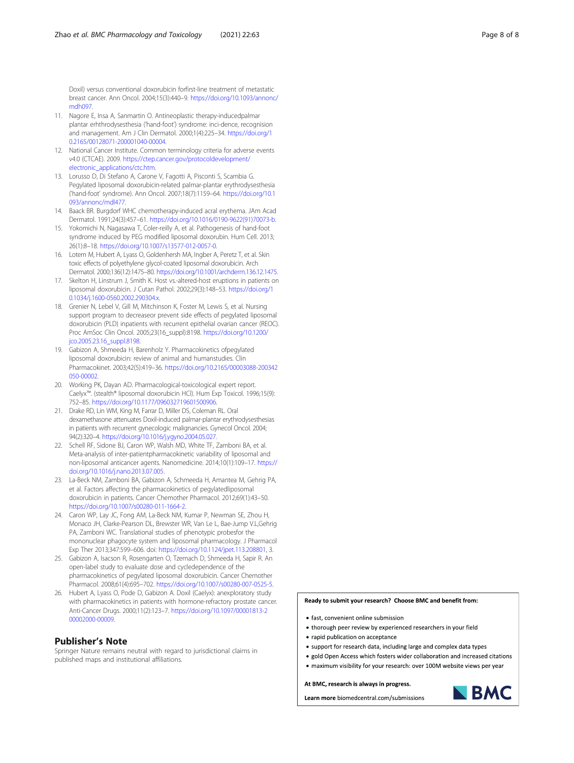Doxil) versus conventional doxorubicin forfirst-line treatment of metastatic breast cancer. Ann Oncol. 2004;15(3):440–9. https://doi.org/10.1093/annonc/mdh097.

11. Nagore E, Insa A, Sanmartin O. Antineoplastic therapy-inducedpalmar plantar erhthrodysesthesia ('hand-foot') syndrome: inci-dence, recognision and management. Am J Clin Dermatol. 2000;1(4):225–34. https://doi.org/10.2165/00128071-200001040-00004.
12. National Cancer Institute. Common terminology criteria for adverse events v4.0 (CTCAE). 2009. https://ctep.cancer.gov/protocoldevelopment/electronic_applications/ctc.htm.
13. Lorusso D, Di Stefano A, Carone V, Fagotti A, Pisconti S, Scambia G. Pegylated liposomal doxorubicin-related palmar-plantar erythrodysesthesia ('hand-foot' syndrome). Ann Oncol. 2007;18(7):1159–64. https://doi.org/10.1093/annonc/mdl477.
14. Baack BR. Burgdorf WHC chemotherapy-induced acral erythema. JAm Acad Dermatol. 1991;24(3):457–61. https://doi.org/10.1016/0190-9622(91)70073-b.
15. Yokomichi N, Nagasawa T, Coler-reilly A, et al. Pathogenesis of hand-foot syndrome induced by PEG modified liposomal doxorubicin. Hum Cell. 2013;26(1):8–18. https://doi.org/10.1007/s13577-012-0057-0.
16. Lotem M, Hubert A, Lyass O, Goldenhersh MA, Ingber A, Peretz T, et al. Skin toxic effects of polyethylene glycol-coated liposomal doxorubicin. Arch Dermatol. 2000;136(12):1475–80. https://doi.org/10.1001/archderm.136.12.1475.
17. Skelton H, Linstrum J, Smith K. Host vs.-altered-host eruptions in patients on liposomal doxorubicin. J Cutan Pathol. 2002;29(3):148–53. https://doi.org/10.1034/j.1600-0560.2002.290304.x.
18. Grenier N, Lebel V, Gill M, Mitchinson K, Foster M, Lewis S, et al. Nursing support program to decreaseor prevent side effects of pegylated liposomal doxorubicin (PLD) inpatients with recurrent epithelial ovarian cancer (REOC). Proc AmSoc Clin Oncol. 2005;23(16_suppl):8198. https://doi.org/10.1200/jco.2005.23.16_suppl.8198.
19. Gabizon A, Shmeeda H, Barenholz Y. Pharmacokinetics ofpegylated liposomal doxorubicin: review of animal and humanstudies. Clin Pharmacokinet. 2003;42(5):419–36. https://doi.org/10.2165/00003088-200342050-00002.
20. Working PK, Dayan AD. Pharmacological-toxicological expert report. Caelyx™. (stealth® liposomal doxorubicin HCl). Hum Exp Toxicol. 1996;15(9):752–85. https://doi.org/10.1177/096032719601500906.
21. Drake RD, Lin WM, King M, Farrar D, Miller DS, Coleman RL. Oral dexamethasone attenuates Doxil-induced palmar-plantar erythrodysesthesias in patients with recurrent gynecologic malignancies. Gynecol Oncol. 2004;94(2):320–4. https://doi.org/10.1016/j.ygyno.2004.05.027.
22. Schell RF, Sidone BJ, Caron WP, Walsh MD, White TF, Zamboni BA, et al. Meta-analysis of inter-patientpharmacokinetic variability of liposomal and non-liposomal anticancer agents. Nanomedicine. 2014;10(1):109–17. https://doi.org/10.1016/j.nano.2013.07.005.
23. La-Beck NM, Zamboni BA, Gabizon A, Schmeeda H, Amantea M, Gehrig PA, et al. Factors affecting the pharmacokinetics of pegylatedliposomal doxorubicin in patients. Cancer Chemother Pharmacol. 2012;69(1):43–50. https://doi.org/10.1007/s00280-011-1664-2.
24. Caron WP, Lay JC, Fong AM, La-Beck NM, Kumar P, Newman SE, Zhou H, Monaco JH, Clarke-Pearson DL, Brewster WR, Van Le L, Bae-Jump V.L,Gehrig PA, Zamboni WC. Translational studies of phenotypic probesfor the mononuclear phagocyte system and liposomal pharmacology. J Pharmacol Exp Ther 2013;347:599–606. doi: https://doi.org/10.1124/jpet.113.208801, 3.
25. Gabizon A, Isacson R, Rosengarten O, Tzemach D, Shmeeda H, Sapir R. An open-label study to evaluate dose and cycledependence of the pharmacokinetics of pegylated liposomal doxorubicin. Cancer Chemother Pharmacol. 2008;61(4):695–702. https://doi.org/10.1007/s00280-007-0525-5.
26. Hubert A, Lyass O, Pode D, Gabizon A. Doxil (Caelyx): anexploratory study with pharmacokinetics in patients with hormone-refractory prostate cancer. Anti-Cancer Drugs. 2000;11(2):123–7. https://doi.org/10.1097/00001813-200002000-00009.

## Publisher's Note

Springer Nature remains neutral with regard to jurisdictional claims in published maps and institutional affiliations.